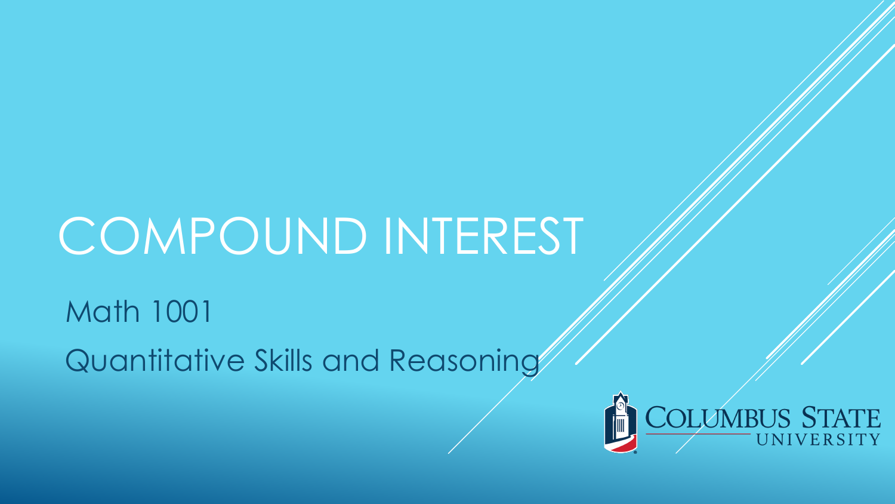# COMPOUND INTEREST

Math 1001

Quantitative Skills and Reasoning

Columbus State University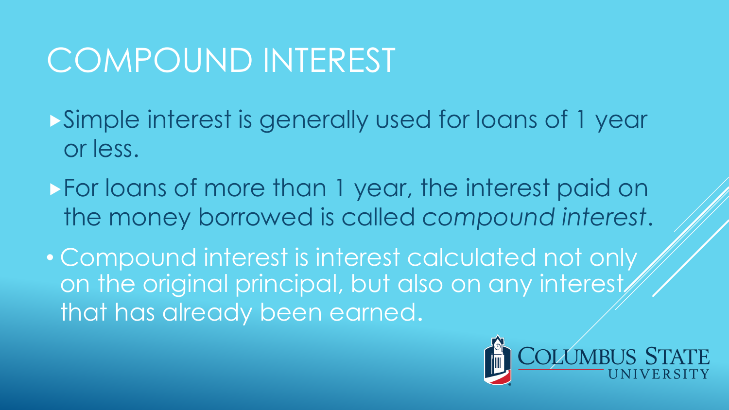# COMPOUND INTEREST

- Simple interest is generally used for loans of 1 year or less.
- For loans of more than 1 year, the interest paid on the money borrowed is called *compound interest*.
- Compound interest is interest calculated not only on the original principal, but also on any interest that has already been earned.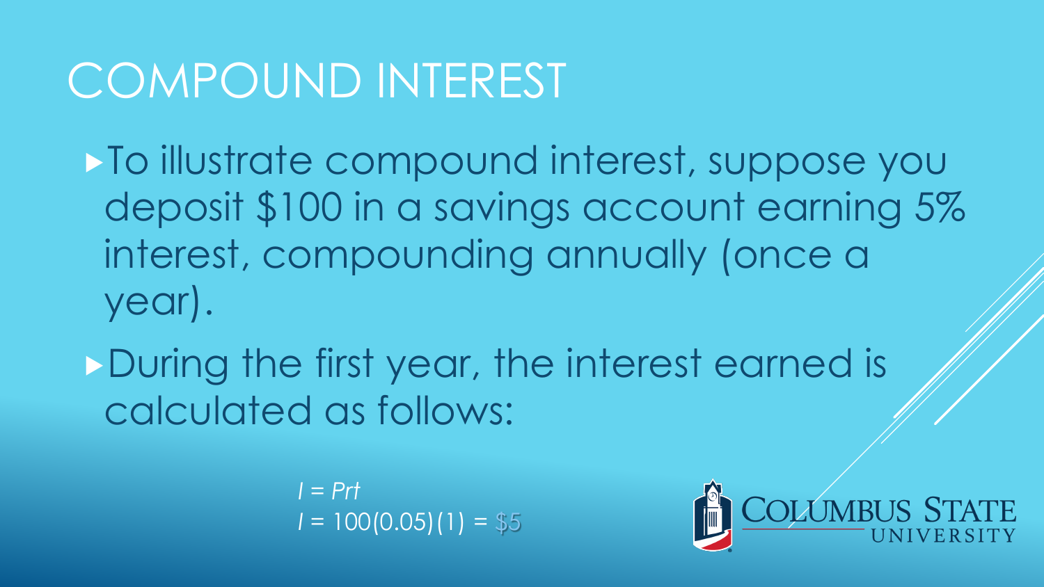# COMPOUND INTEREST

- To illustrate compound interest, suppose you deposit \$100 in a savings account earning 5% interest, compounding annually (once a year).
- During the first year, the interest earned is calculated as follows:

$$I = Prt$$
$$I = 100(0.05)(1) = \$5$$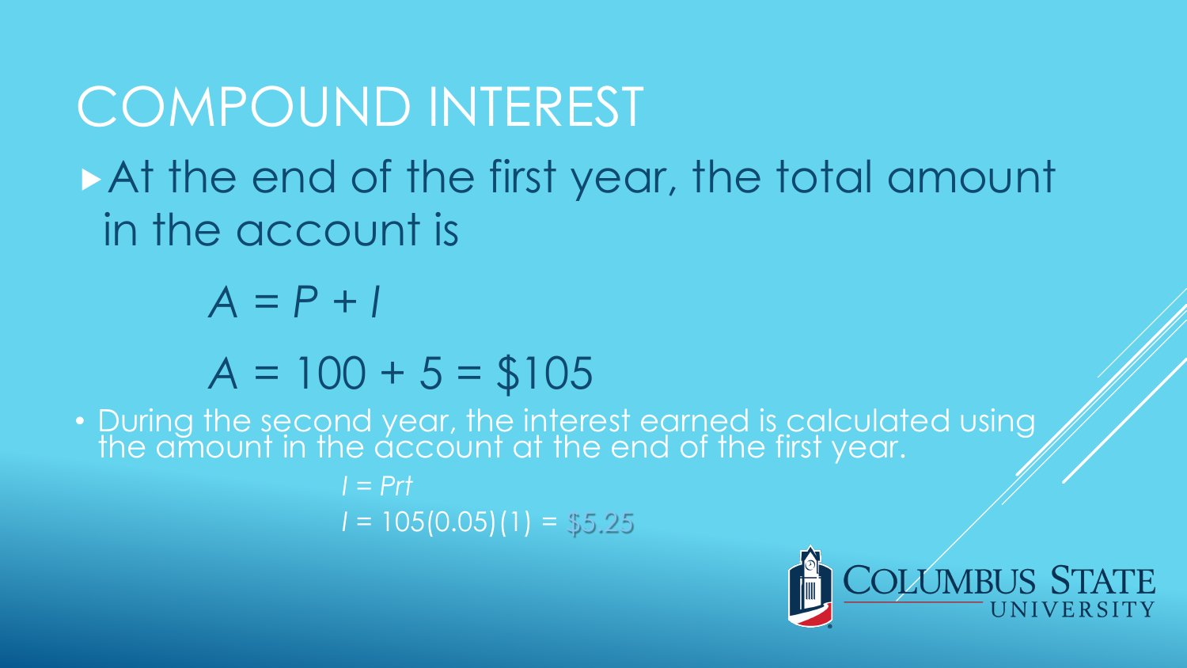# COMPOUND INTEREST

- At the end of the first year, the total amount in the account is

$$A = P + I$$

$$A = 100 + 5 = \$105$$

- During the second year, the interest earned is calculated using the amount in the account at the end of the first year.

$$I = Prt$$

$$I = 105(0.05)(1) = \$5.25$$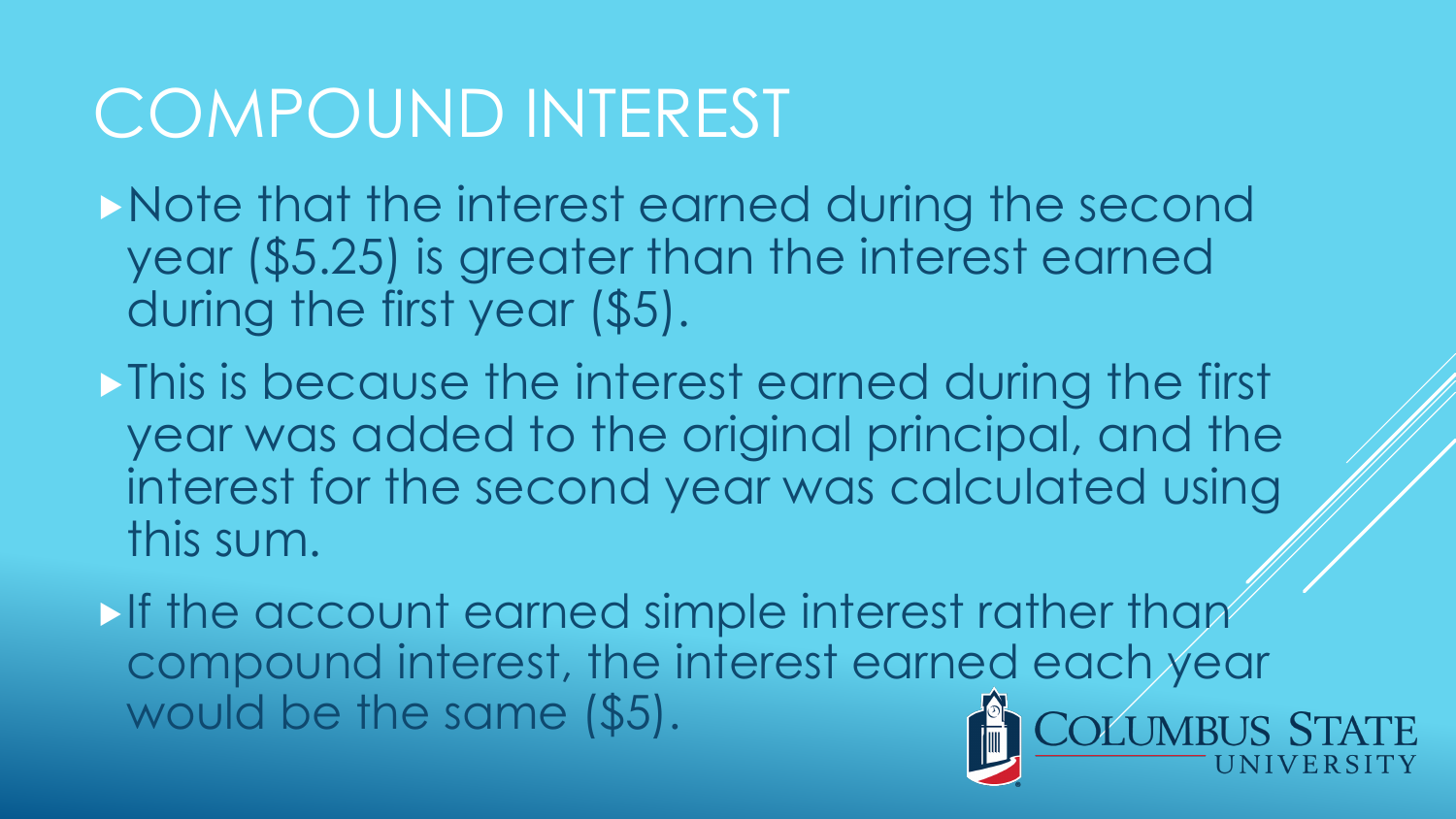# COMPOUND INTEREST

- Note that the interest earned during the second year ($5.25) is greater than the interest earned during the first year ($5).
- This is because the interest earned during the first year was added to the original principal, and the interest for the second year was calculated using this sum.
- If the account earned simple interest rather than compound interest, the interest earned each year would be the same ($5).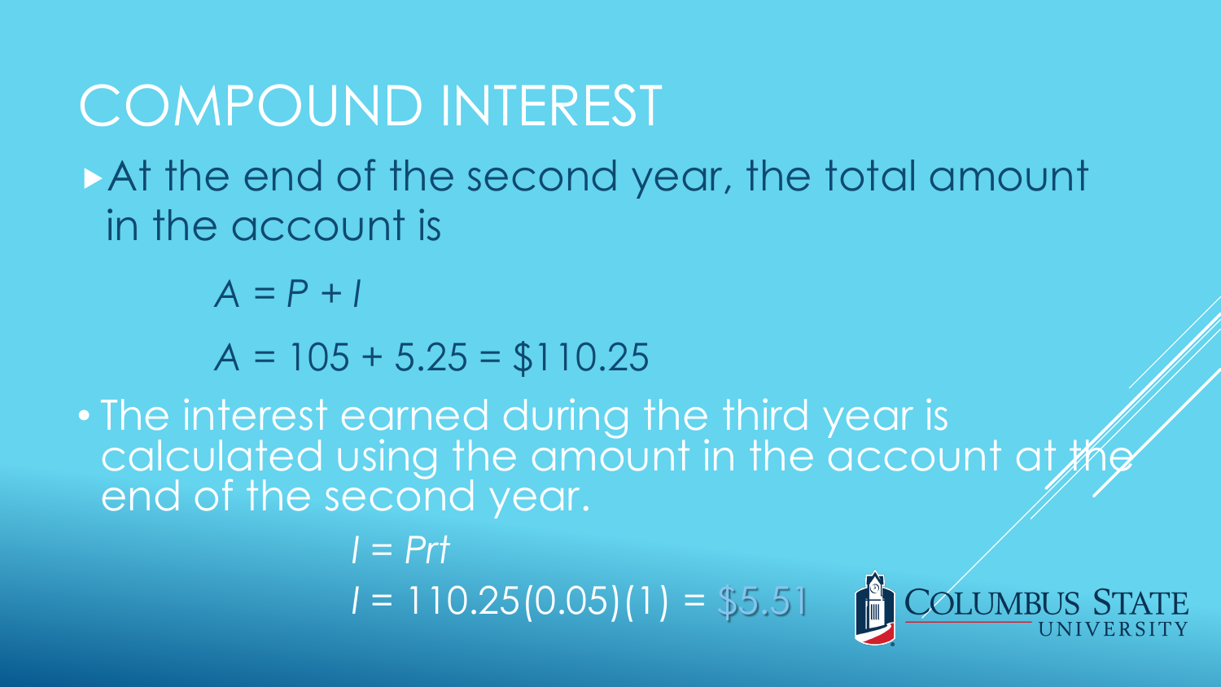# COMPOUND INTEREST

- At the end of the second year, the total amount in the account is

$$A = P + I$$

$$A = 105 + 5.25 = \$110.25$$

- The interest earned during the third year is calculated using the amount in the account at the end of the second year.

$$I = Prt$$

$$I = 110.25(0.05)(1) = \$5.51$$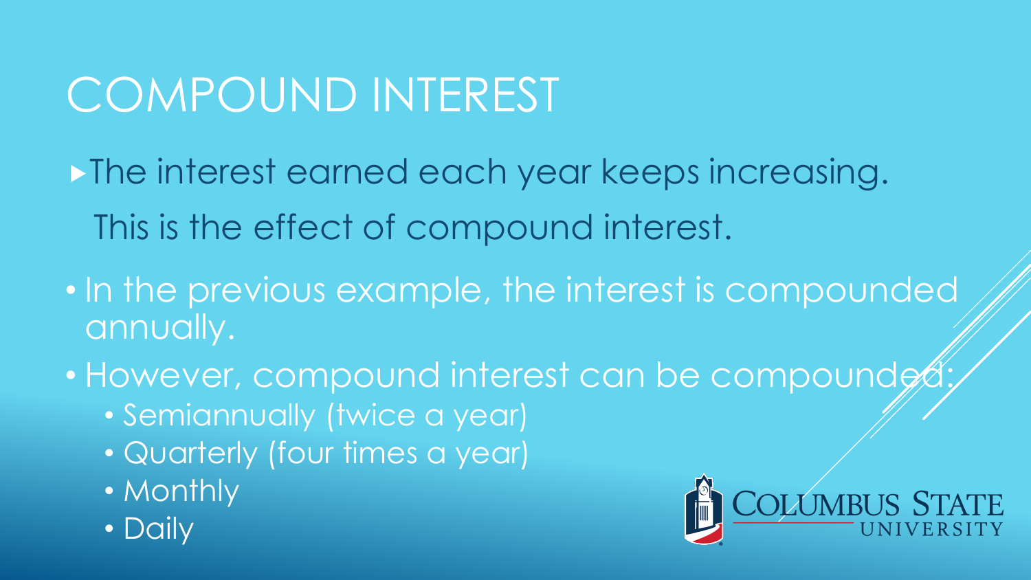# COMPOUND INTEREST

- The interest earned each year keeps increasing.

  This is the effect of compound interest.

- In the previous example, the interest is compounded annually.
- However, compound interest can be compounded:
  - Semiannually (twice a year)
  - Quarterly (four times a year)
  - Monthly
  - Daily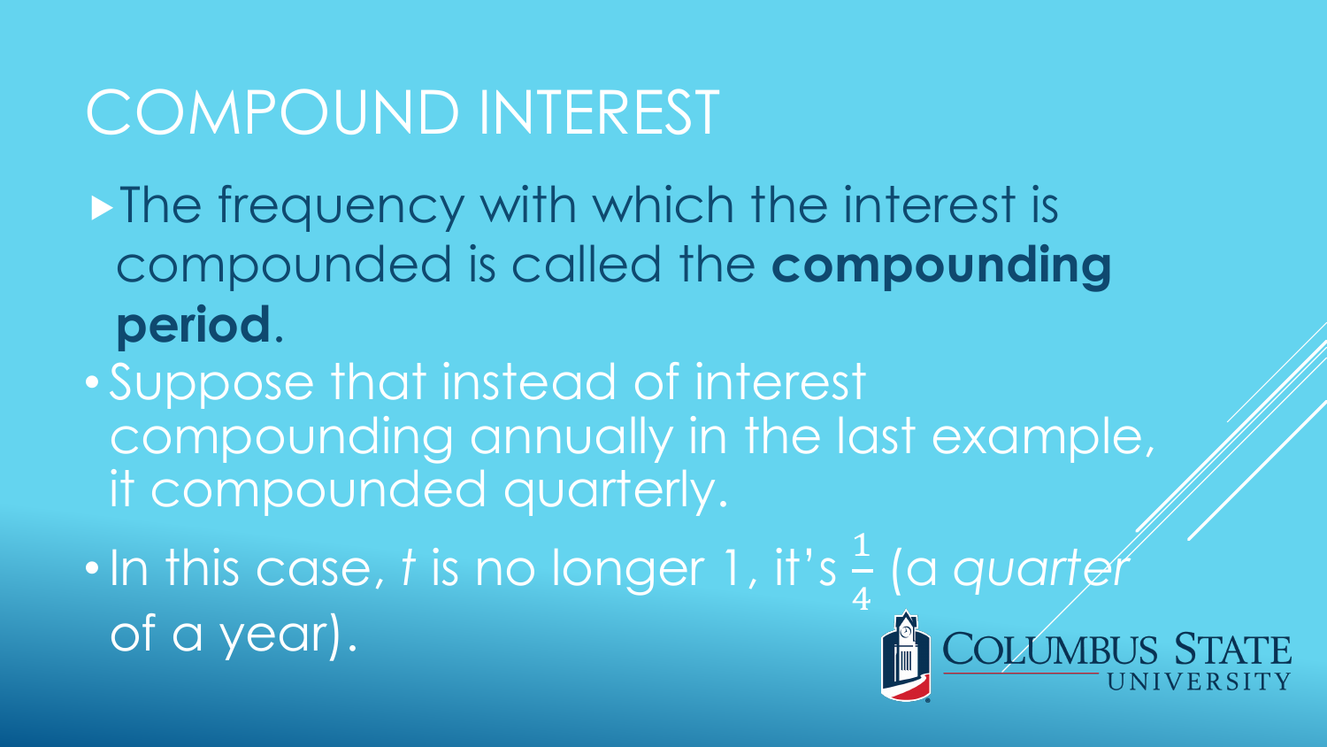# COMPOUND INTEREST

- The frequency with which the interest is compounded is called the **compounding period**.
- Suppose that instead of interest compounding annually in the last example, it compounded quarterly.
- In this case, *t* is no longer 1, it's $\frac{1}{4}$ (a *quarter* of a year).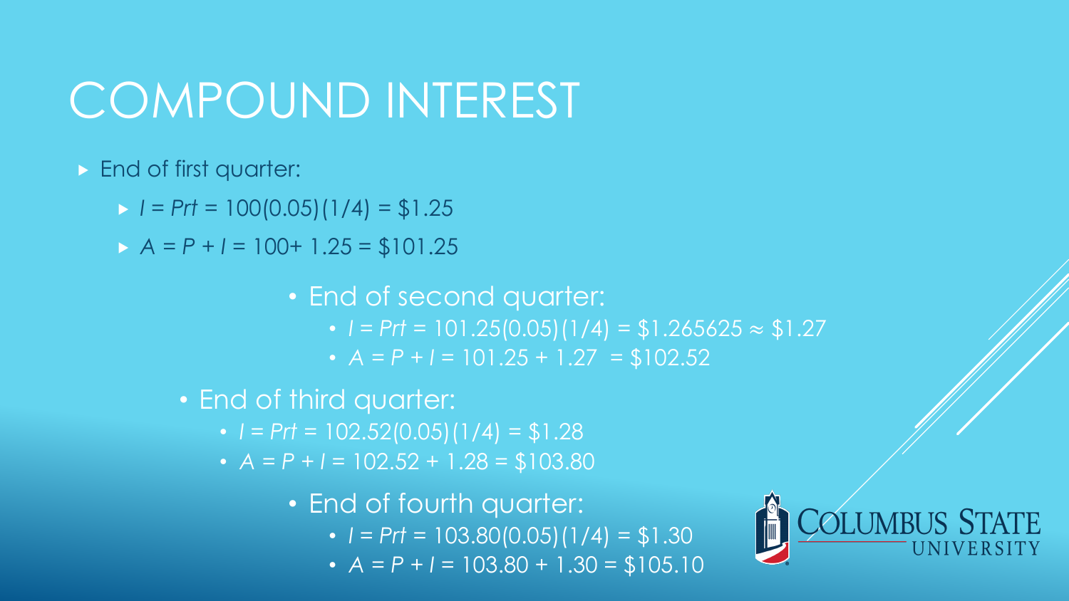# COMPOUND INTEREST

- End of first quarter:
  - $I = Prt = 100(0.05)(1/4) = \$1.25$
  - $A = P + I = 100 + 1.25 = \$101.25$
- End of second quarter:
  - $I = Prt = 101.25(0.05)(1/4) = \$1.265625 \approx \$1.27$
  - $A = P + I = 101.25 + 1.27 = \$102.52$
- End of third quarter:
  - $I = Prt = 102.52(0.05)(1/4) = \$1.28$
  - $A = P + I = 102.52 + 1.28 = \$103.80$
- End of fourth quarter:
  - $I = Prt = 103.80(0.05)(1/4) = \$1.30$
  - $A = P + I = 103.80 + 1.30 = \$105.10$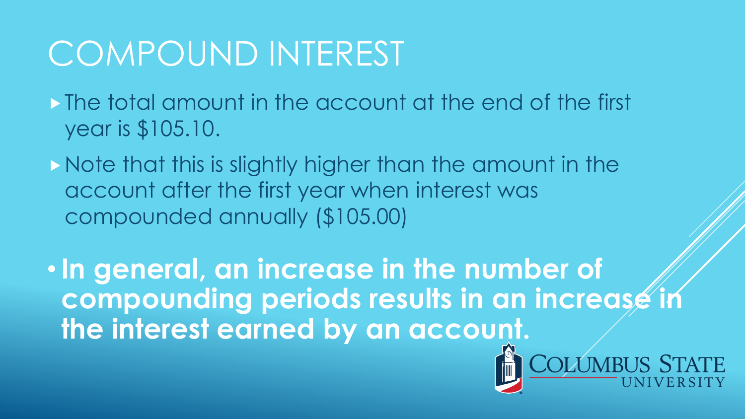# COMPOUND INTEREST

- The total amount in the account at the end of the first year is $105.10.
- Note that this is slightly higher than the amount in the account after the first year when interest was compounded annually ($105.00)

- **In general, an increase in the number of compounding periods results in an increase in the interest earned by an account.**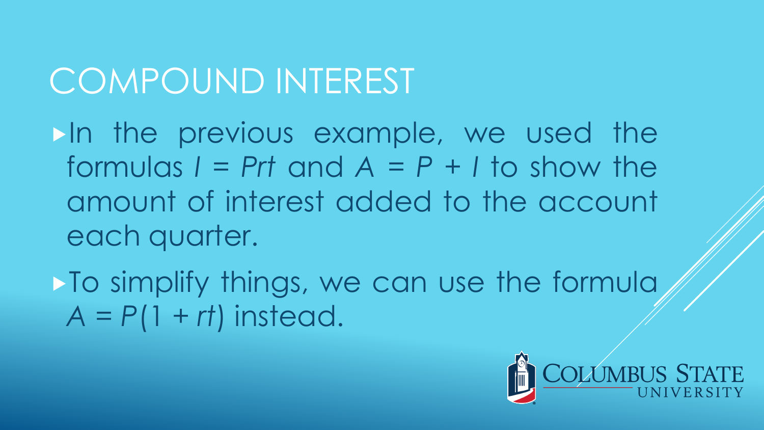# COMPOUND INTEREST

- In the previous example, we used the formulas $I = Prt$ and $A = P + I$ to show the amount of interest added to the account each quarter.
- To simplify things, we can use the formula $A = P(1 + rt)$ instead.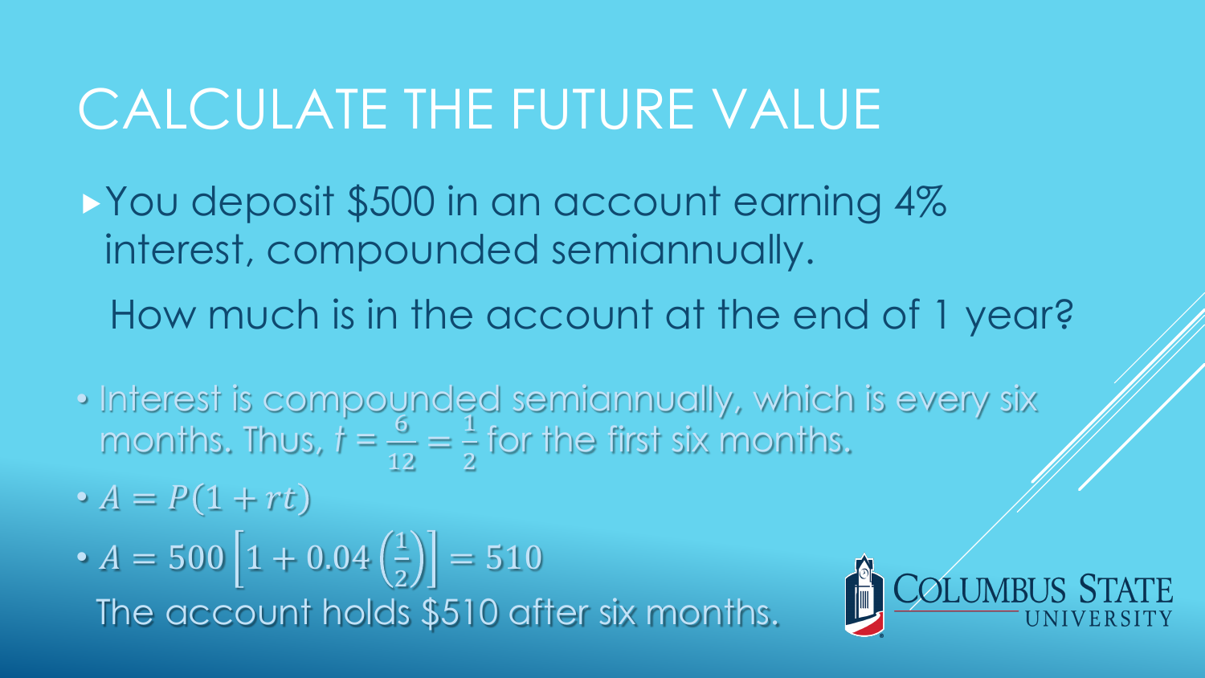# CALCULATE THE FUTURE VALUE

- You deposit $500 in an account earning 4% interest, compounded semiannually.

  How much is in the account at the end of 1 year?

- Interest is compounded semiannually, which is every six months. Thus, $t = \frac{6}{12} = \frac{1}{2}$ for the first six months.
- $A = P(1 + rt)$
- $A = 500\left[1 + 0.04\left(\frac{1}{2}\right)\right] = 510$

  The account holds $510 after six months.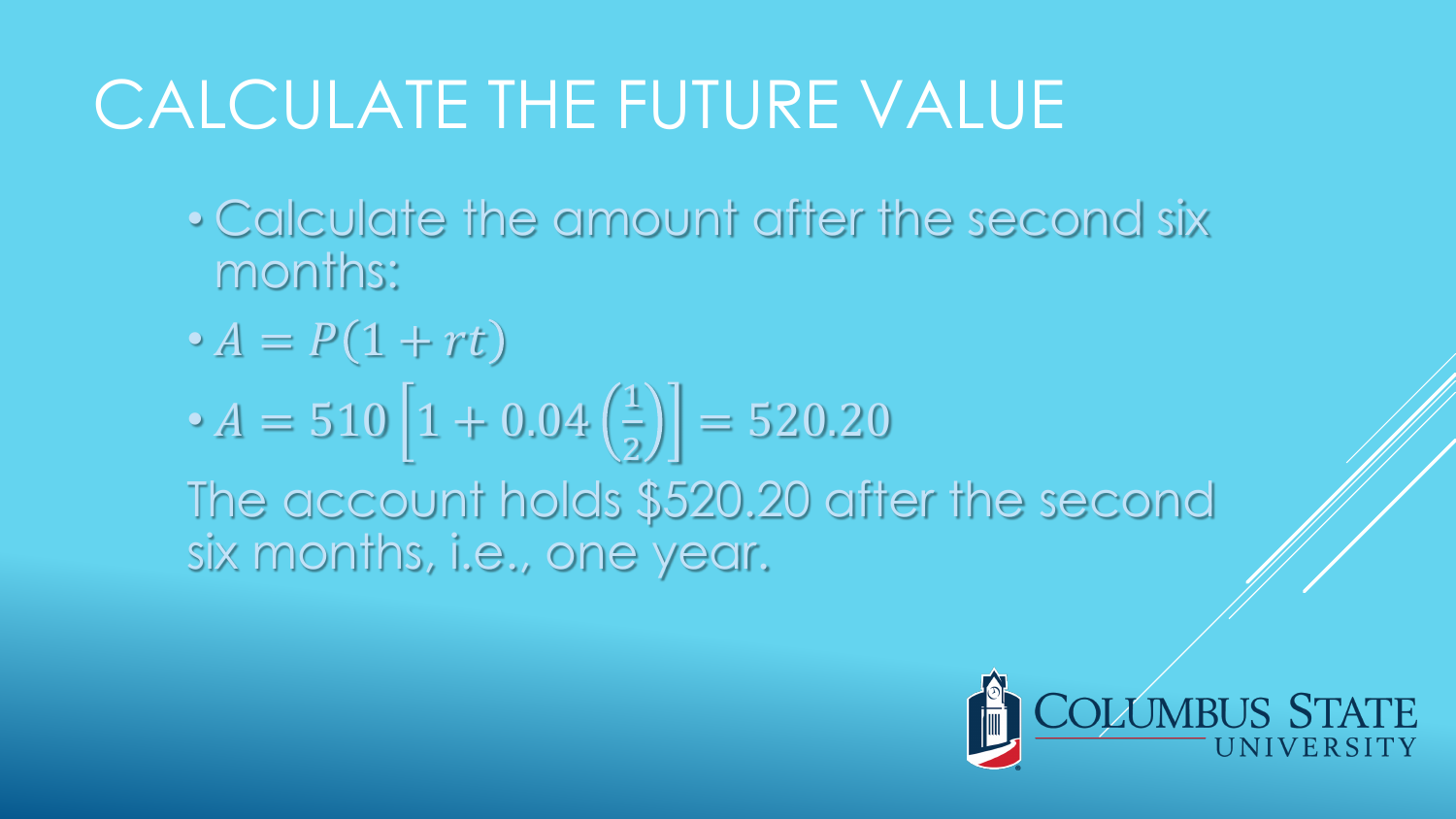# CALCULATE THE FUTURE VALUE

- Calculate the amount after the second six months:
- $A = P(1 + rt)$
- $A = 510\left[1 + 0.04\left(\frac{1}{2}\right)\right] = 520.20$

The account holds $520.20 after the second six months, i.e., one year.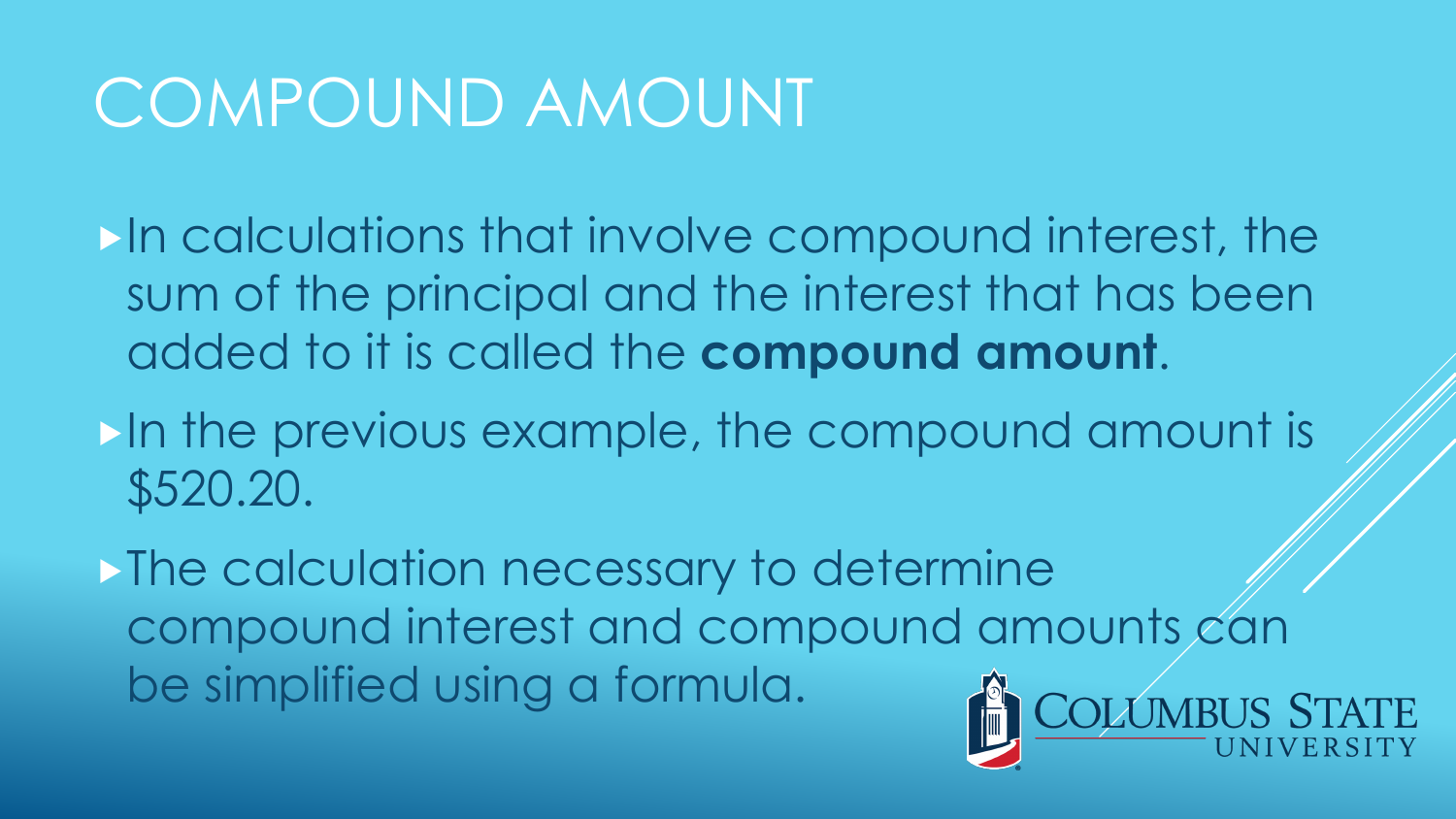# COMPOUND AMOUNT

- In calculations that involve compound interest, the sum of the principal and the interest that has been added to it is called the **compound amount**.
- In the previous example, the compound amount is $520.20.
- The calculation necessary to determine compound interest and compound amounts can be simplified using a formula.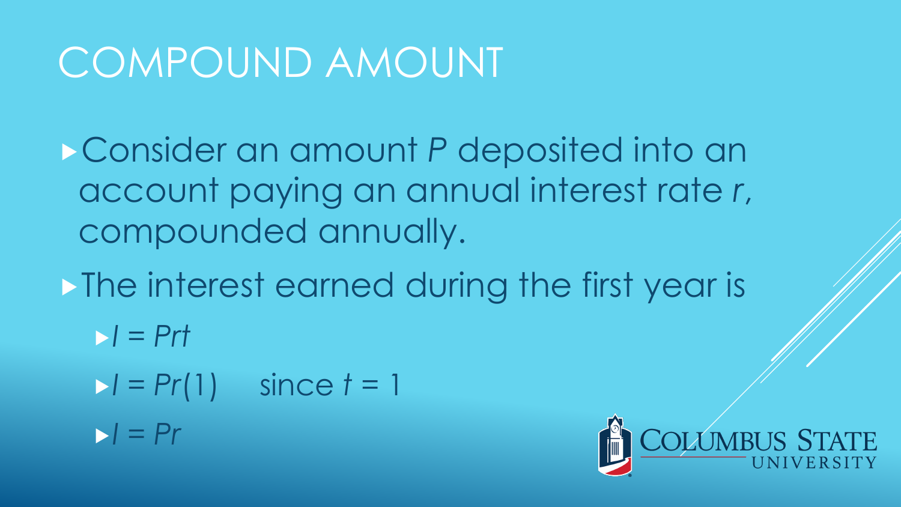# COMPOUND AMOUNT

- Consider an amount $P$ deposited into an account paying an annual interest rate $r$, compounded annually.
- The interest earned during the first year is
  - $I = Prt$
  - $I = Pr(1)$ since $t = 1$
  - $I = Pr$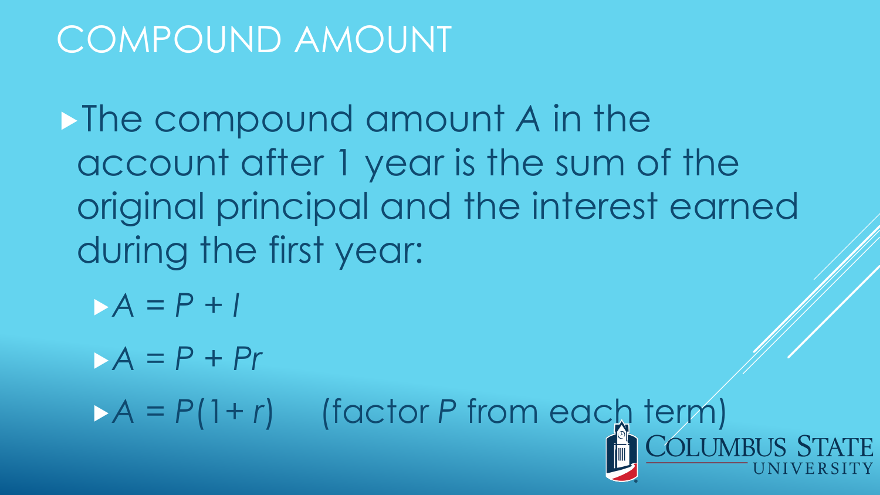# COMPOUND AMOUNT

- The compound amount $A$ in the account after 1 year is the sum of the original principal and the interest earned during the first year:
  - $A = P + I$
  - $A = P + Pr$
  - $A = P(1 + r)$ (factor $P$ from each term)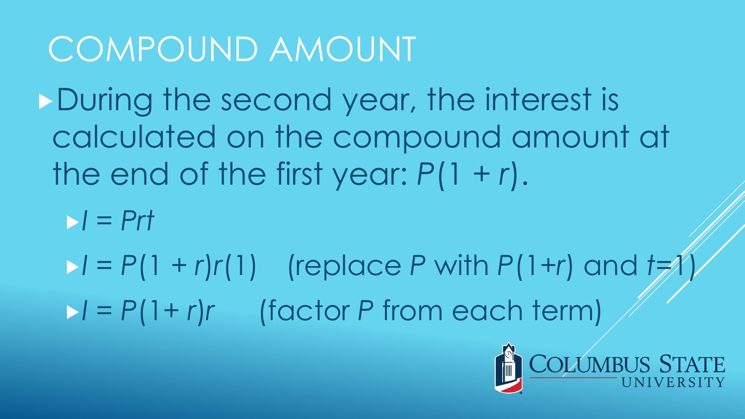# COMPOUND AMOUNT

- During the second year, the interest is calculated on the compound amount at the end of the first year: $P(1 + r)$.
  - $I = Prt$
  - $I = P(1 + r)r(1)$ (replace $P$ with $P(1+r)$ and $t=1$)
  - $I = P(1+ r)r$ (factor $P$ from each term)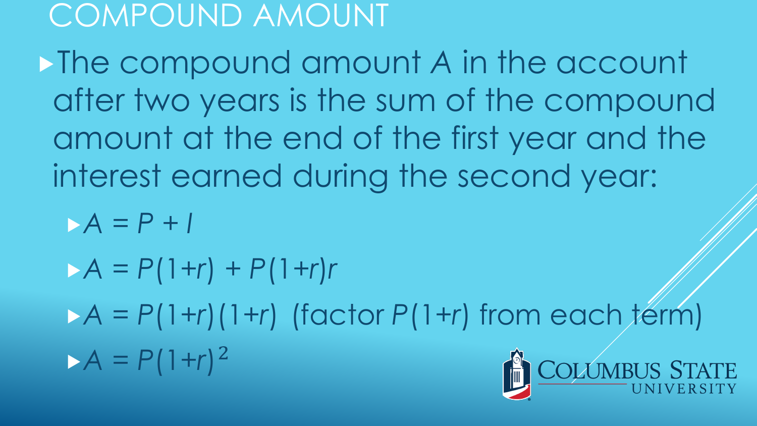# COMPOUND AMOUNT

- The compound amount $A$ in the account after two years is the sum of the compound amount at the end of the first year and the interest earned during the second year:
  - $A = P + I$
  - $A = P(1+r) + P(1+r)r$
  - $A = P(1+r)(1+r)$ (factor $P(1+r)$ from each term)
  - $A = P(1+r)^2$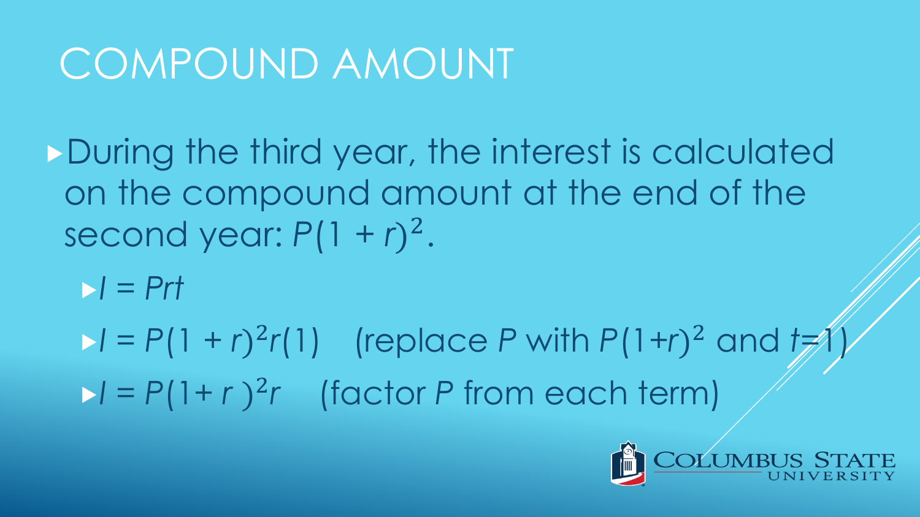# COMPOUND AMOUNT

- During the third year, the interest is calculated on the compound amount at the end of the second year: $P(1 + r)^2$.
  - $I = Prt$
  - $I = P(1 + r)^2r(1)$ (replace $P$ with $P(1+r)^2$ and $t=1$)
  - $I = P(1+ r)^2r$ (factor $P$ from each term)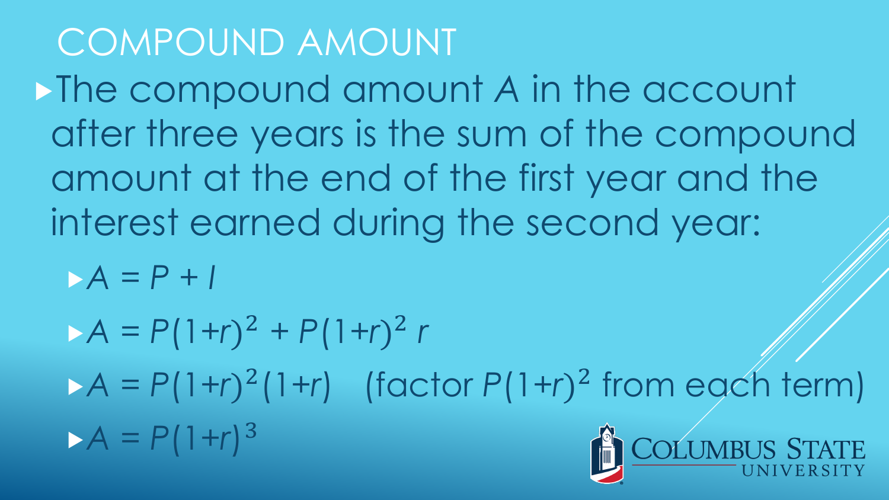# COMPOUND AMOUNT

- The compound amount $A$ in the account after three years is the sum of the compound amount at the end of the first year and the interest earned during the second year:
  - $A = P + I$
  - $A = P(1+r)^2 + P(1+r)^2\, r$
  - $A = P(1+r)^2(1+r)$ (factor $P(1+r)^2$ from each term)
  - $A = P(1+r)^3$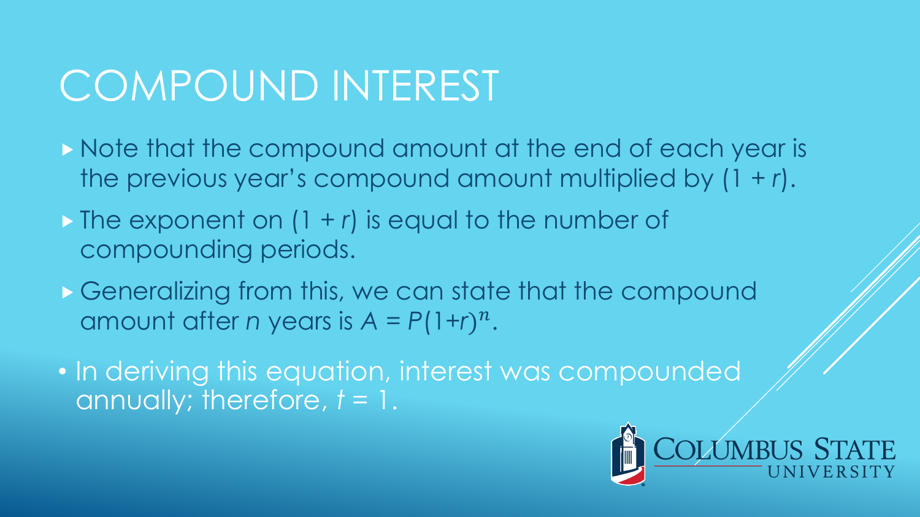# COMPOUND INTEREST

- Note that the compound amount at the end of each year is the previous year's compound amount multiplied by $(1 + r)$.
- The exponent on $(1 + r)$ is equal to the number of compounding periods.
- Generalizing from this, we can state that the compound amount after $n$ years is $A = P(1+r)^n$.
- In deriving this equation, interest was compounded annually; therefore, $t = 1$.

COLUMBUS STATE UNIVERSITY